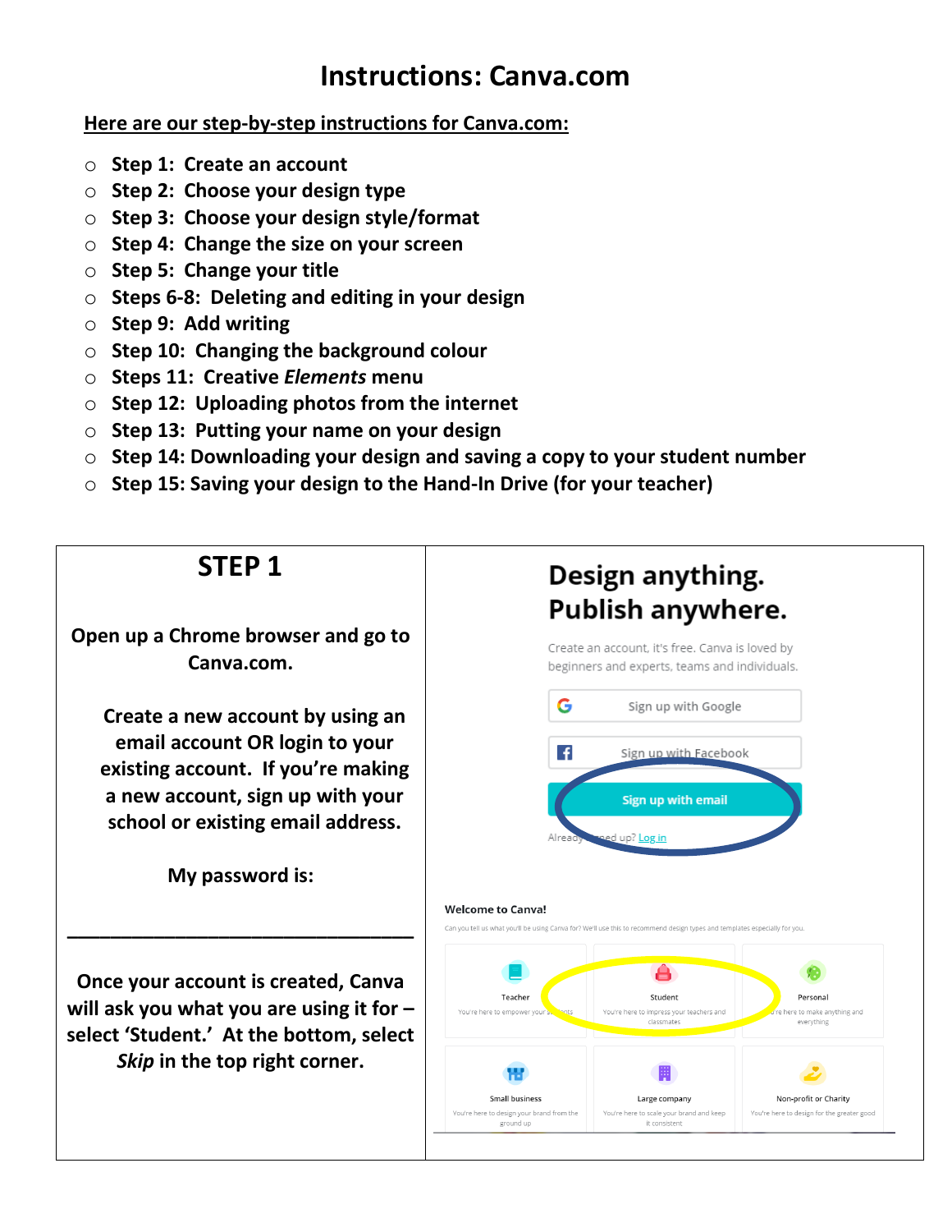# Instructions: Canva.com

**Here are our step-by-step instructions for Canva.com:**

- **Step 1: Create an account**
- **Step 2: Choose your design type**
- **Step 3: Choose your design style/format**
- **Step 4: Change the size on your screen**
- **Step 5: Change your title**
- **Steps 6-8: Deleting and editing in your design**
- **Step 9: Add writing**
- **Step 10: Changing the background colour**
- **Steps 11: Creative *Elements* menu**
- **Step 12: Uploading photos from the internet**
- **Step 13: Putting your name on your design**
- **Step 14: Downloading your design and saving a copy to your student number**
- **Step 15: Saving your design to the Hand-In Drive (for your teacher)**

## STEP 1

**Open up a Chrome browser and go to Canva.com.**

**Create a new account by using an email account OR login to your existing account. If you're making a new account, sign up with your school or existing email address.**

**My password is:**

**______________________________**

**Once your account is created, Canva will ask you what you are using it for – select 'Student.' At the bottom, select *Skip* in the top right corner.**

Design anything.
Publish anywhere.

Create an account, it's free. Canva is loved by beginners and experts, teams and individuals.

Sign up with Google

Sign up with Facebook

Sign up with email

Already signed up? Log in

Welcome to Canva!

Can you tell us what you'll be using Canva for? We'll use this to recommend design types and templates especially for you.

Teacher – You're here to empower your students

Student – You're here to impress your teachers and classmates

Personal – You're here to make anything and everything

Small business – You're here to design your brand from the ground up

Large company – You're here to scale your brand and keep it consistent

Non-profit or Charity – You're here to design for the greater good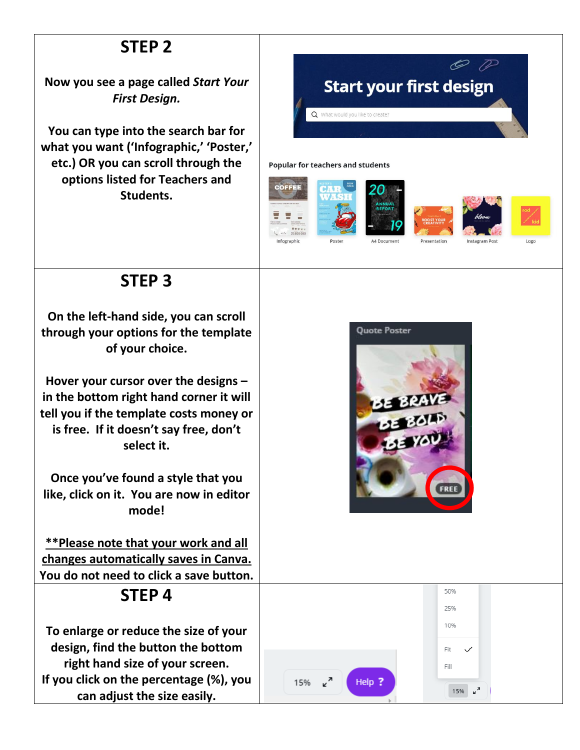## STEP 2

Now you see a page called *Start Your First Design.*

You can type into the search bar for what you want ('Infographic,' 'Poster,' etc.) OR you can scroll through the options listed for Teachers and Students.

## STEP 3

On the left-hand side, you can scroll through your options for the template of your choice.

Hover your cursor over the designs – in the bottom right hand corner it will tell you if the template costs money or is free. If it doesn't say free, don't select it.

Once you've found a style that you like, click on it. You are now in editor mode!

<u>**Please note that your work and all changes automatically saves in Canva.</u> You do not need to click a save button.

## STEP 4

To enlarge or reduce the size of your design, find the button the bottom right hand size of your screen.
If you click on the percentage (%), you can adjust the size easily.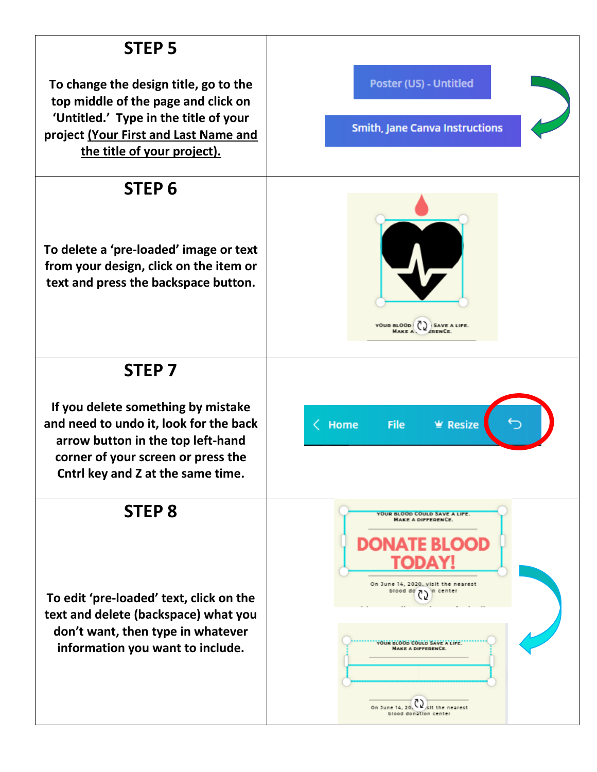## STEP 5

To change the design title, go to the top middle of the page and click on 'Untitled.' Type in the title of your project (Your First and Last Name and the title of your project).

## STEP 6

To delete a 'pre-loaded' image or text from your design, click on the item or text and press the backspace button.

## STEP 7

If you delete something by mistake and need to undo it, look for the back arrow button in the top left-hand corner of your screen or press the Cntrl key and Z at the same time.

## STEP 8

To edit 'pre-loaded' text, click on the text and delete (backspace) what you don't want, then type in whatever information you want to include.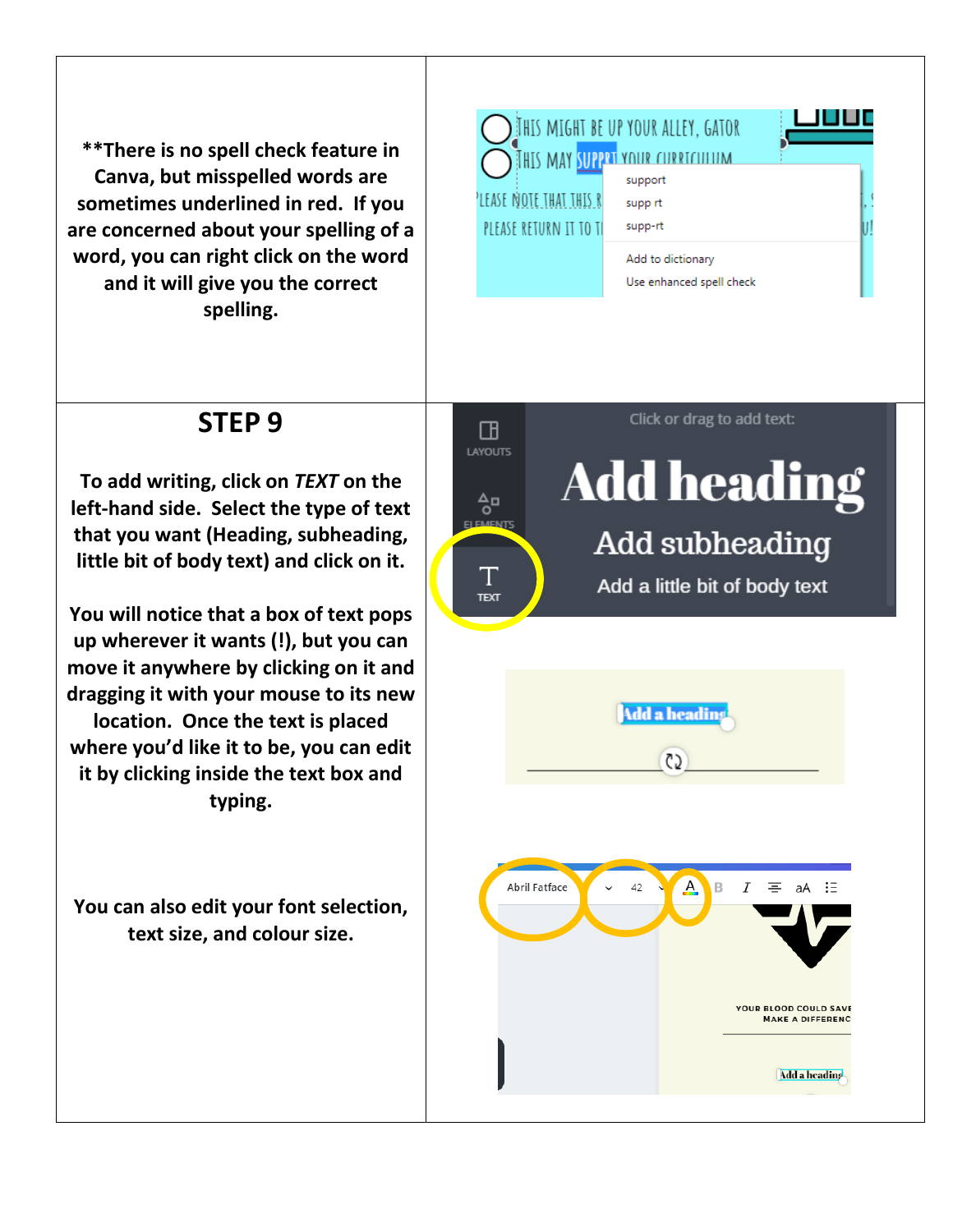**There is no spell check feature in Canva, but misspelled words are sometimes underlined in red. If you are concerned about your spelling of a word, you can right click on the word and it will give you the correct spelling.**

## STEP 9

**To add writing, click on *TEXT* on the left-hand side. Select the type of text that you want (Heading, subheading, little bit of body text) and click on it.**

**You will notice that a box of text pops up wherever it wants (!), but you can move it anywhere by clicking on it and dragging it with your mouse to its new location. Once the text is placed where you'd like it to be, you can edit it by clicking inside the text box and typing.**

**You can also edit your font selection, text size, and colour size.**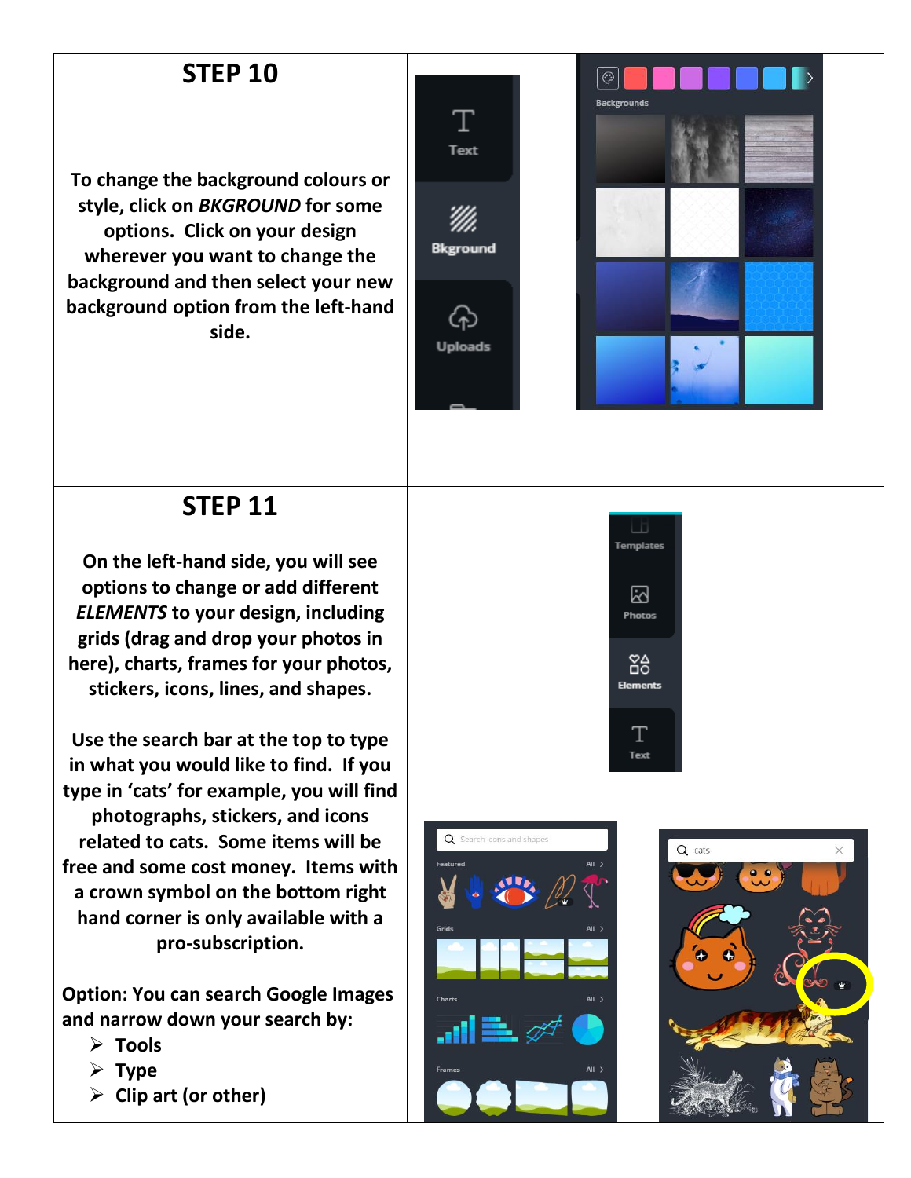## STEP 10

**To change the background colours or style, click on *BKGROUND* for some options. Click on your design wherever you want to change the background and then select your new background option from the left-hand side.**

## STEP 11

**On the left-hand side, you will see options to change or add different *ELEMENTS* to your design, including grids (drag and drop your photos in here), charts, frames for your photos, stickers, icons, lines, and shapes.**

**Use the search bar at the top to type in what you would like to find. If you type in 'cats' for example, you will find photographs, stickers, and icons related to cats. Some items will be free and some cost money. Items with a crown symbol on the bottom right hand corner is only available with a pro-subscription.**

**Option: You can search Google Images and narrow down your search by:**

- **Tools**
- **Type**
- **Clip art (or other)**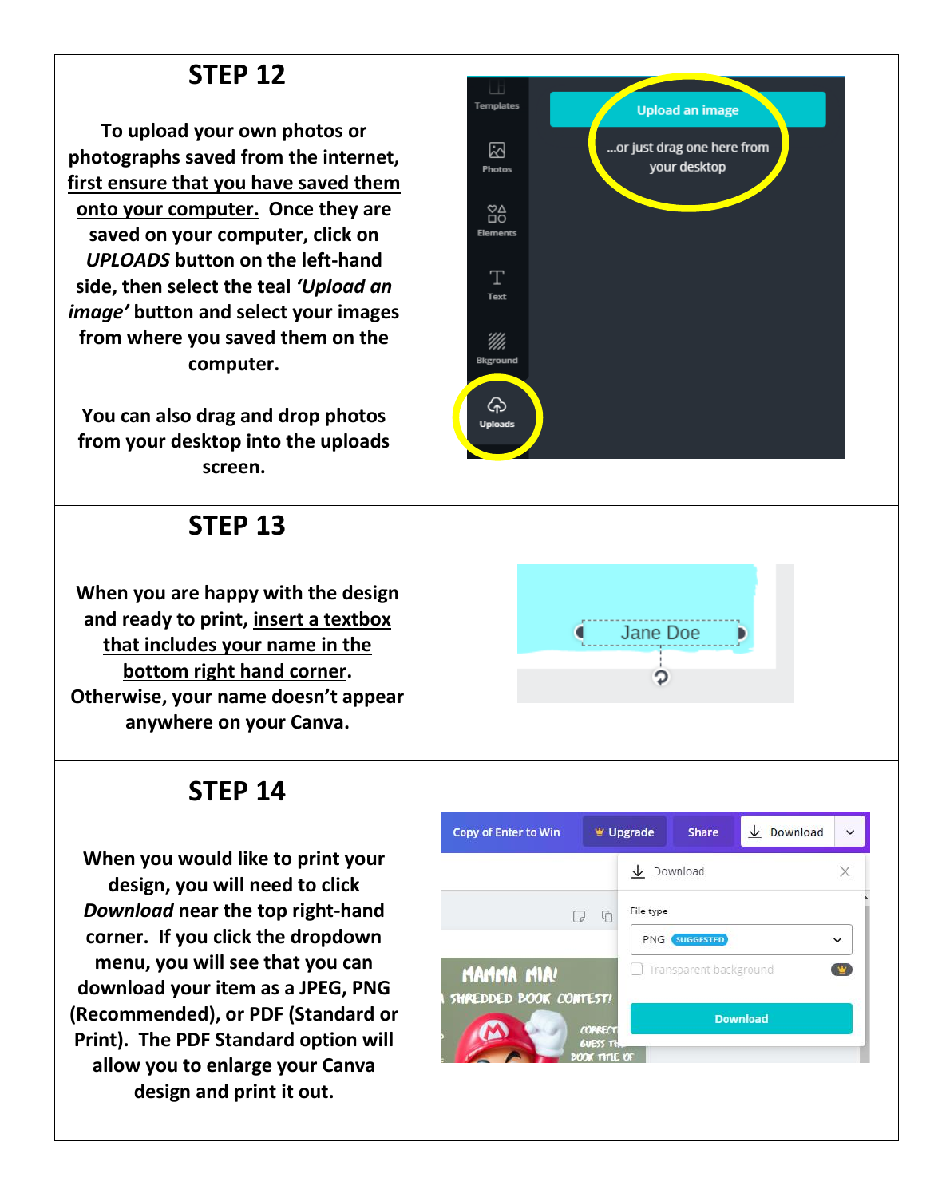## STEP 12

To upload your own photos or photographs saved from the internet, first ensure that you have saved them onto your computer. Once they are saved on your computer, click on *UPLOADS* button on the left-hand side, then select the teal *'Upload an image'* button and select your images from where you saved them on the computer.

You can also drag and drop photos from your desktop into the uploads screen.

## STEP 13

When you are happy with the design and ready to print, insert a textbox that includes your name in the bottom right hand corner. Otherwise, your name doesn't appear anywhere on your Canva.

## STEP 14

When you would like to print your design, you will need to click *Download* near the top right-hand corner. If you click the dropdown menu, you will see that you can download your item as a JPEG, PNG (Recommended), or PDF (Standard or Print). The PDF Standard option will allow you to enlarge your Canva design and print it out.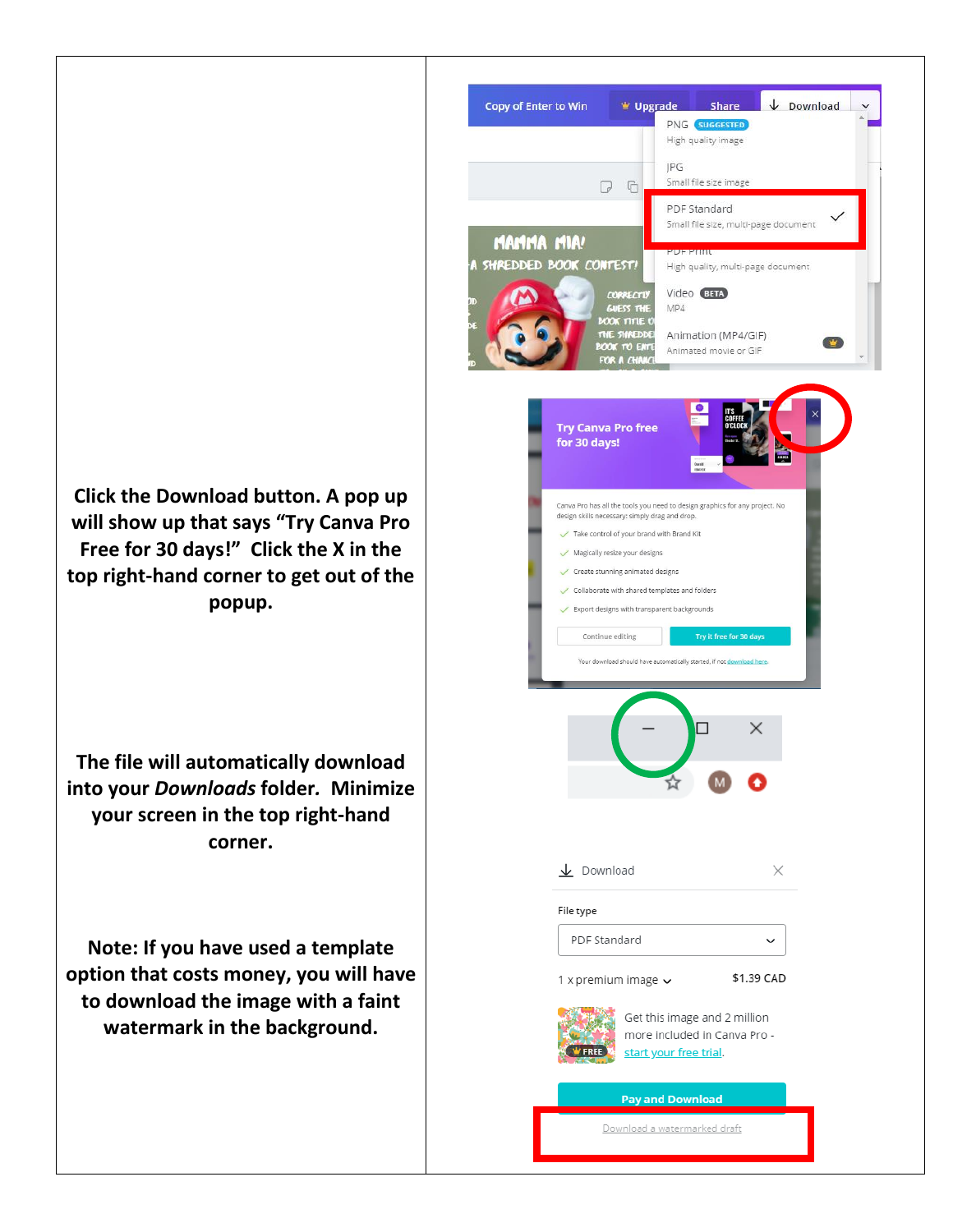**Click the Download button. A pop up will show up that says "Try Canva Pro Free for 30 days!" Click the X in the top right-hand corner to get out of the popup.**

**The file will automatically download into your *Downloads* folder. Minimize your screen in the top right-hand corner.**

**Note: If you have used a template option that costs money, you will have to download the image with a faint watermark in the background.**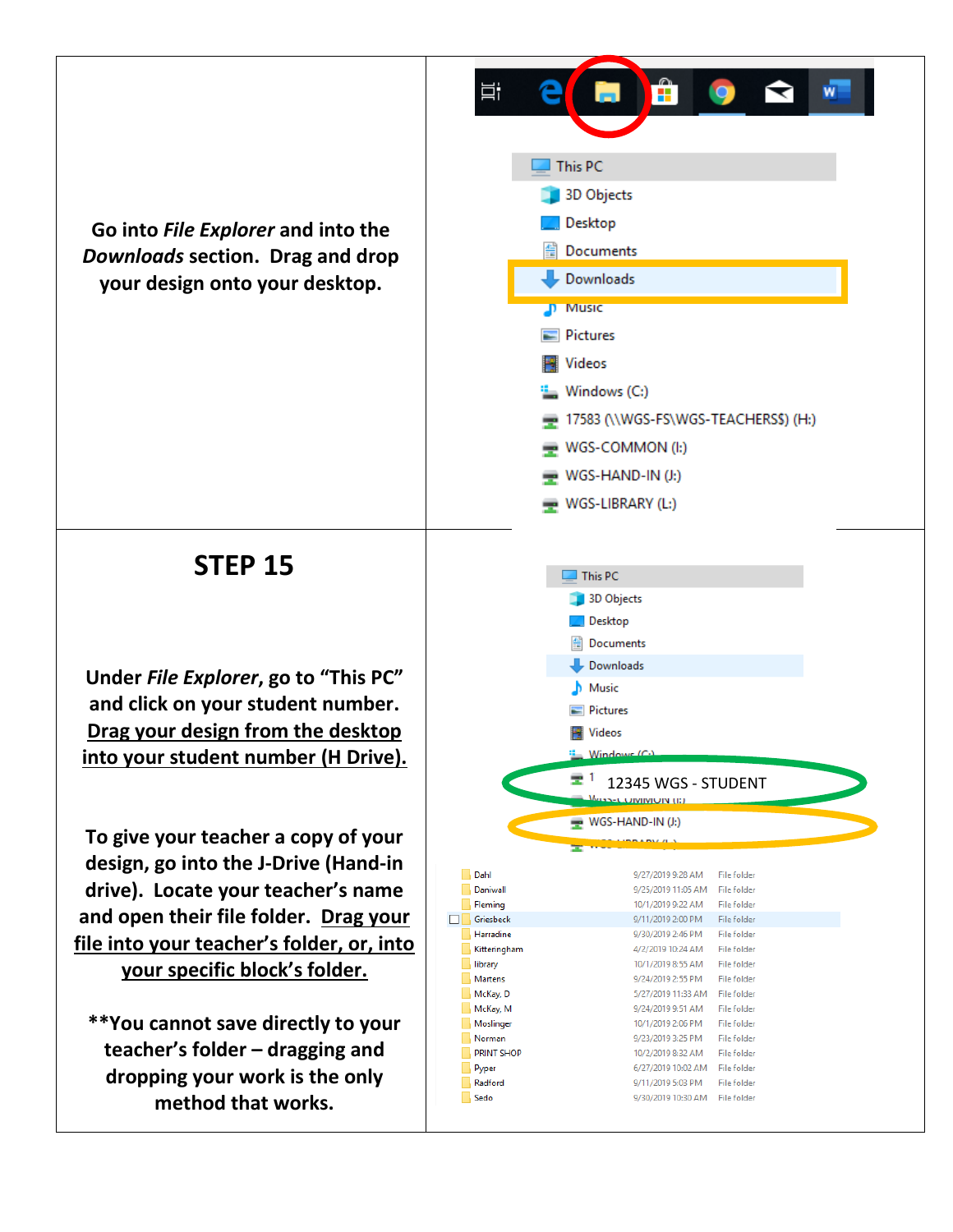Go into *File Explorer* and into the *Downloads* section. Drag and drop your design onto your desktop.

This PC
3D Objects
Desktop
Documents
Downloads
Music
Pictures
Videos
Windows (C:)
17583 (\\WGS-FS\WGS-TEACHERS$) (H:)
WGS-COMMON (I:)
WGS-HAND-IN (J:)
WGS-LIBRARY (L:)

## STEP 15

Under *File Explorer*, go to "This PC" and click on your student number. Drag your design from the desktop into your student number (H Drive).

To give your teacher a copy of your design, go into the J-Drive (Hand-in drive). Locate your teacher's name and open their file folder. Drag your file into your teacher's folder, or, into your specific block's folder.

**You cannot save directly to your teacher's folder – dragging and dropping your work is the only method that works.

This PC
3D Objects
Desktop
Documents
Downloads
Music
Pictures
Videos
Windows (C:)
12345 WGS - STUDENT
WGS-COMMON (I:)
WGS-HAND-IN (J:)
WGS-LIBRARY (L:)

| | | |
|---|---|---|
| Dahl | 9/27/2019 9:28 AM | File folder |
| Daniwall | 9/25/2019 11:05 AM | File folder |
| Fleming | 10/1/2019 9:22 AM | File folder |
| Griesbeck | 9/11/2019 2:00 PM | File folder |
| Harradine | 9/30/2019 2:46 PM | File folder |
| Kitteringham | 4/2/2019 10:24 AM | File folder |
| library | 10/1/2019 8:55 AM | File folder |
| Martens | 9/24/2019 2:55 PM | File folder |
| McKay, D | 5/27/2019 11:33 AM | File folder |
| McKay, M | 9/24/2019 9:51 AM | File folder |
| Moslinger | 10/1/2019 2:06 PM | File folder |
| Norman | 9/23/2019 3:25 PM | File folder |
| PRINT SHOP | 10/2/2019 8:32 AM | File folder |
| Pyper | 6/27/2019 10:02 AM | File folder |
| Radford | 9/11/2019 5:03 PM | File folder |
| Sedo | 9/30/2019 10:30 AM | File folder |